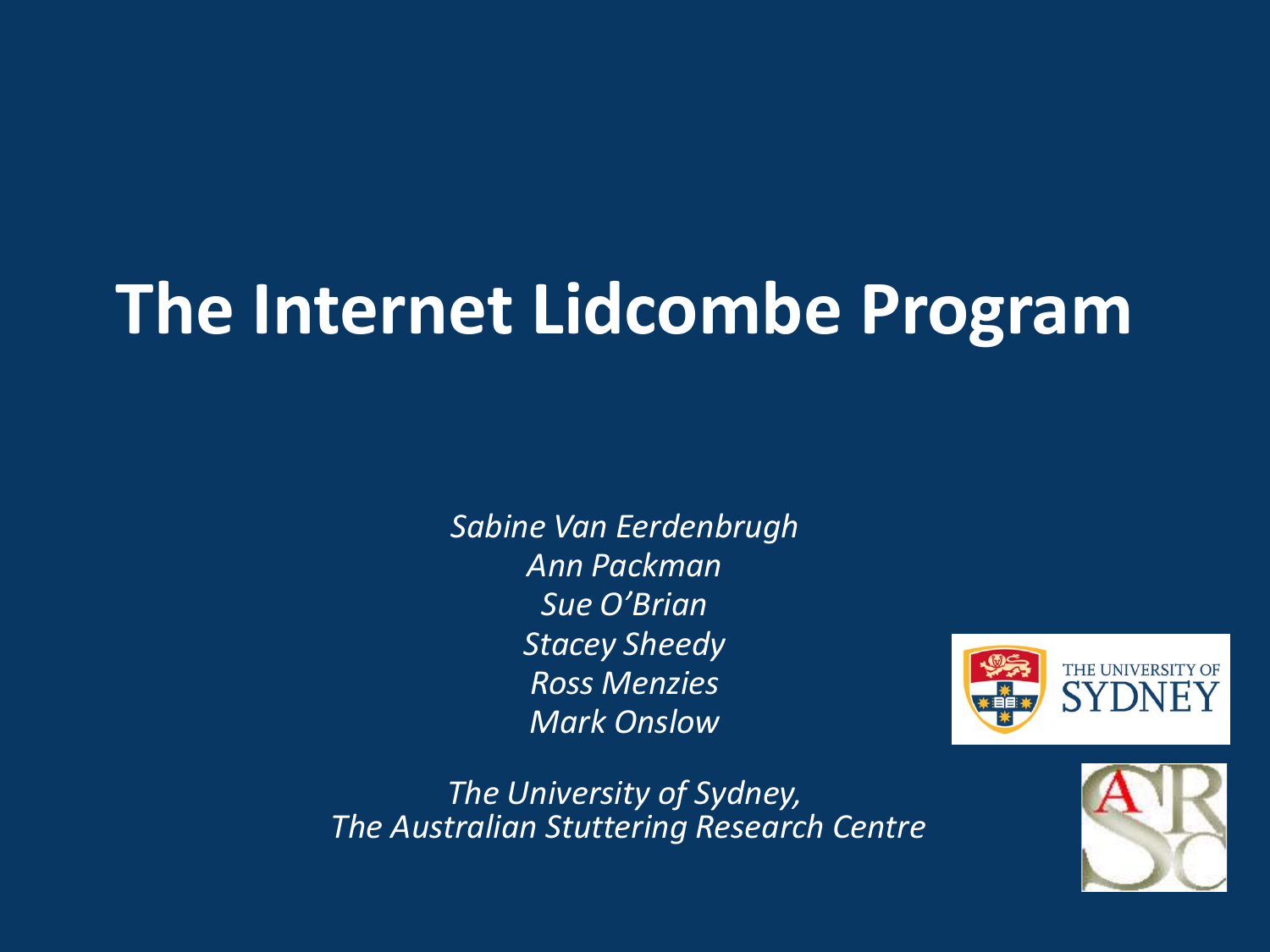# The Internet Lidcombe Program

*Sabine Van Eerdenbrugh*
*Ann Packman*
*Sue O'Brian*
*Stacey Sheedy*
*Ross Menzies*
*Mark Onslow*

*The University of Sydney,*
*The Australian Stuttering Research Centre*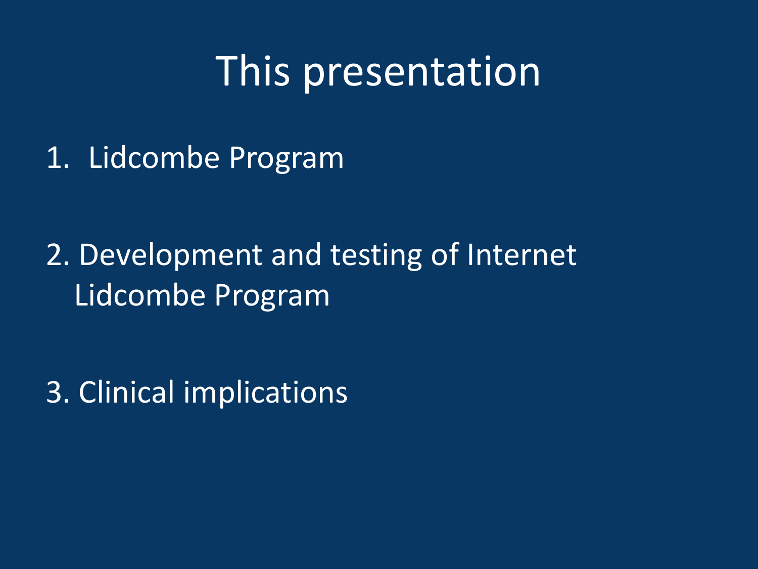# This presentation

1. Lidcombe Program

2. Development and testing of Internet Lidcombe Program

3. Clinical implications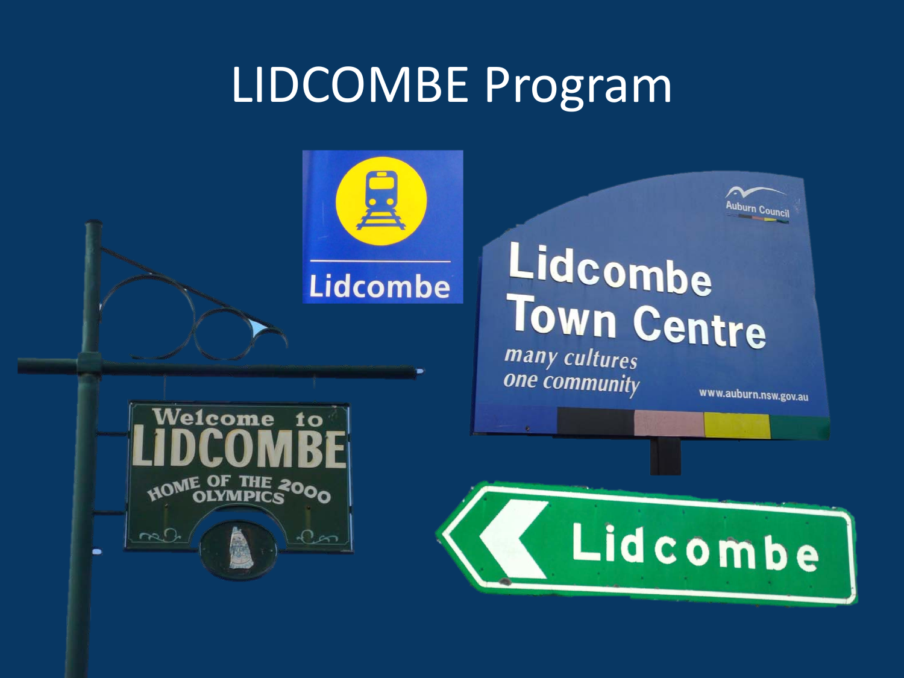# LIDCOMBE Program

Lidcombe

Lidcombe Town Centre

*many cultures*
*one community*

Auburn Council

www.auburn.nsw.gov.au

Welcome to LIDCOMBE

HOME OF THE 2000 OLYMPICS

Lidcombe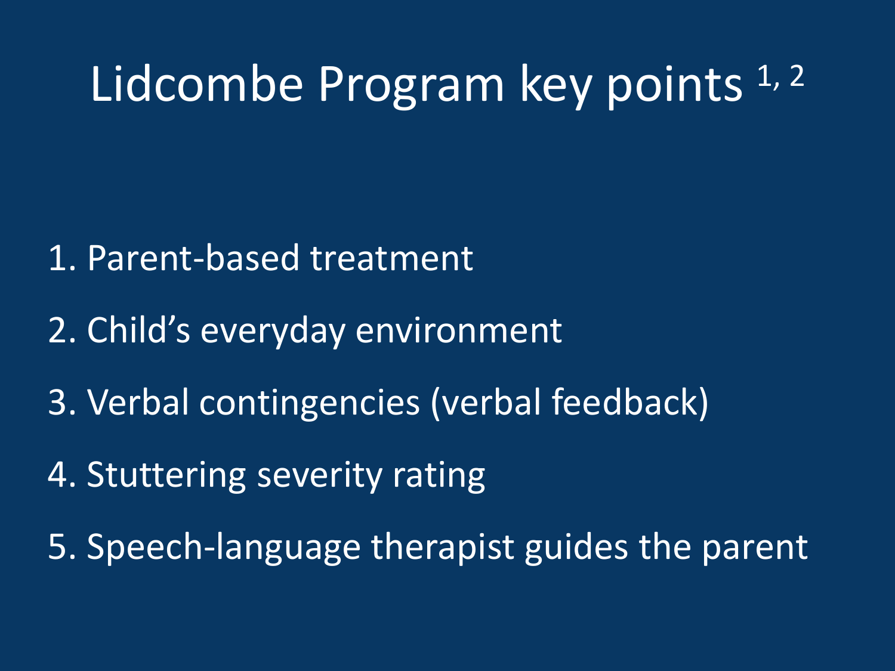# Lidcombe Program key points [1, 2]

1. Parent-based treatment
2. Child's everyday environment
3. Verbal contingencies (verbal feedback)
4. Stuttering severity rating
5. Speech-language therapist guides the parent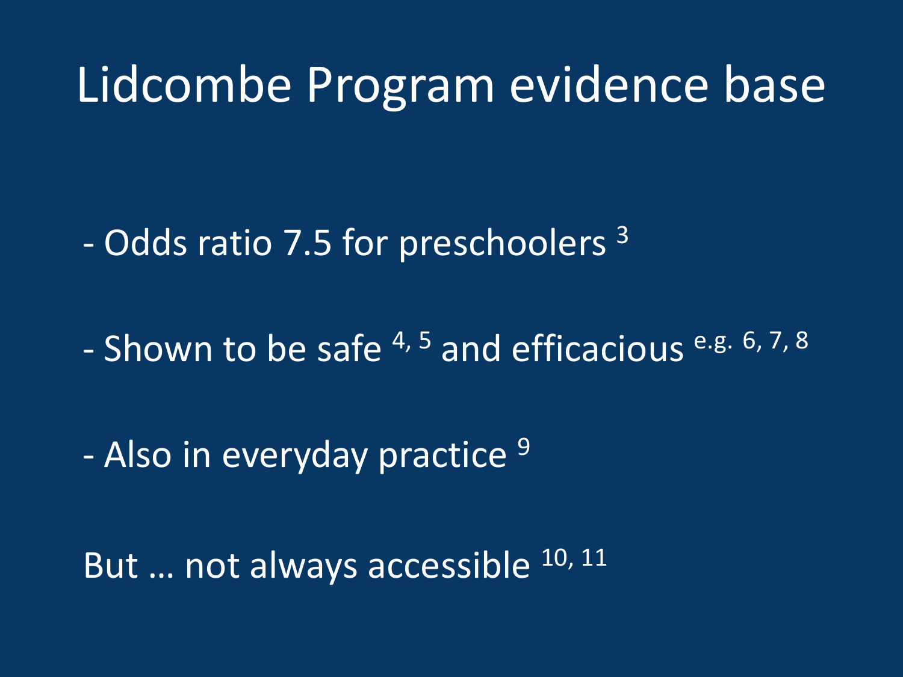# Lidcombe Program evidence base

- Odds ratio 7.5 for preschoolers [3]

- Shown to be safe [4, 5] and efficacious [e.g. 6, 7, 8]

- Also in everyday practice [9]

But … not always accessible [10, 11]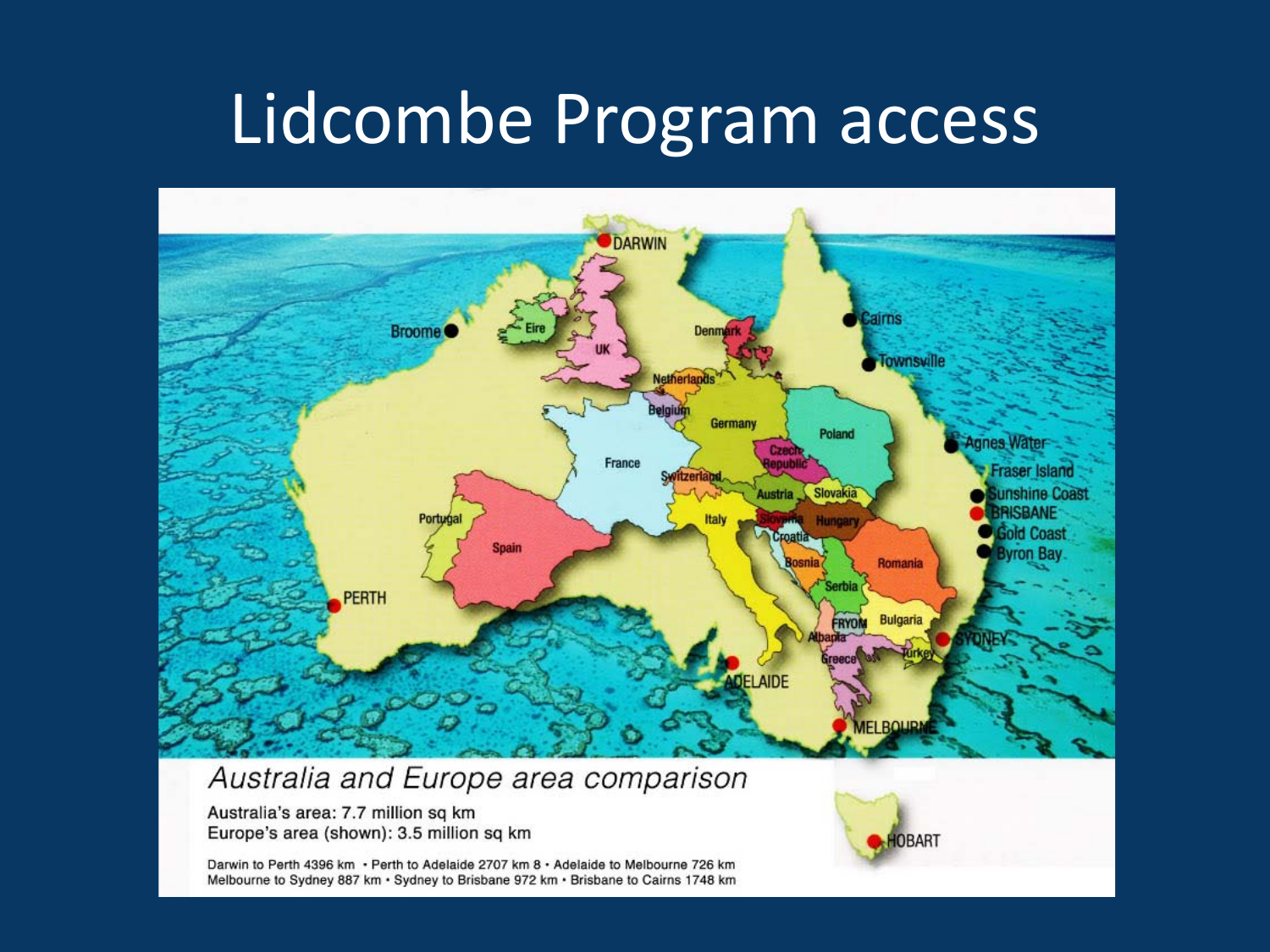# Lidcombe Program access

*Australia and Europe area comparison*

Australia's area: 7.7 million sq km
Europe's area (shown): 3.5 million sq km

Darwin to Perth 4396 km • Perth to Adelaide 2707 km 8 • Adelaide to Melbourne 726 km
Melbourne to Sydney 887 km • Sydney to Brisbane 972 km • Brisbane to Cairns 1748 km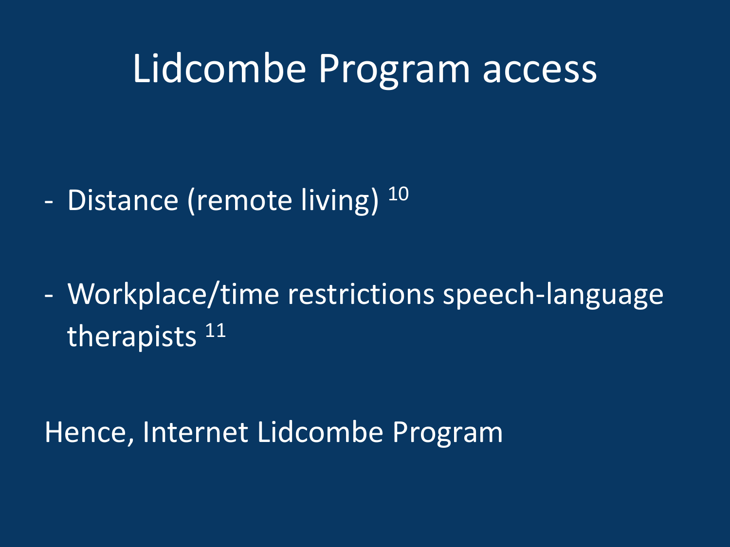# Lidcombe Program access

- Distance (remote living) [10]

- Workplace/time restrictions speech-language therapists [11]

Hence, Internet Lidcombe Program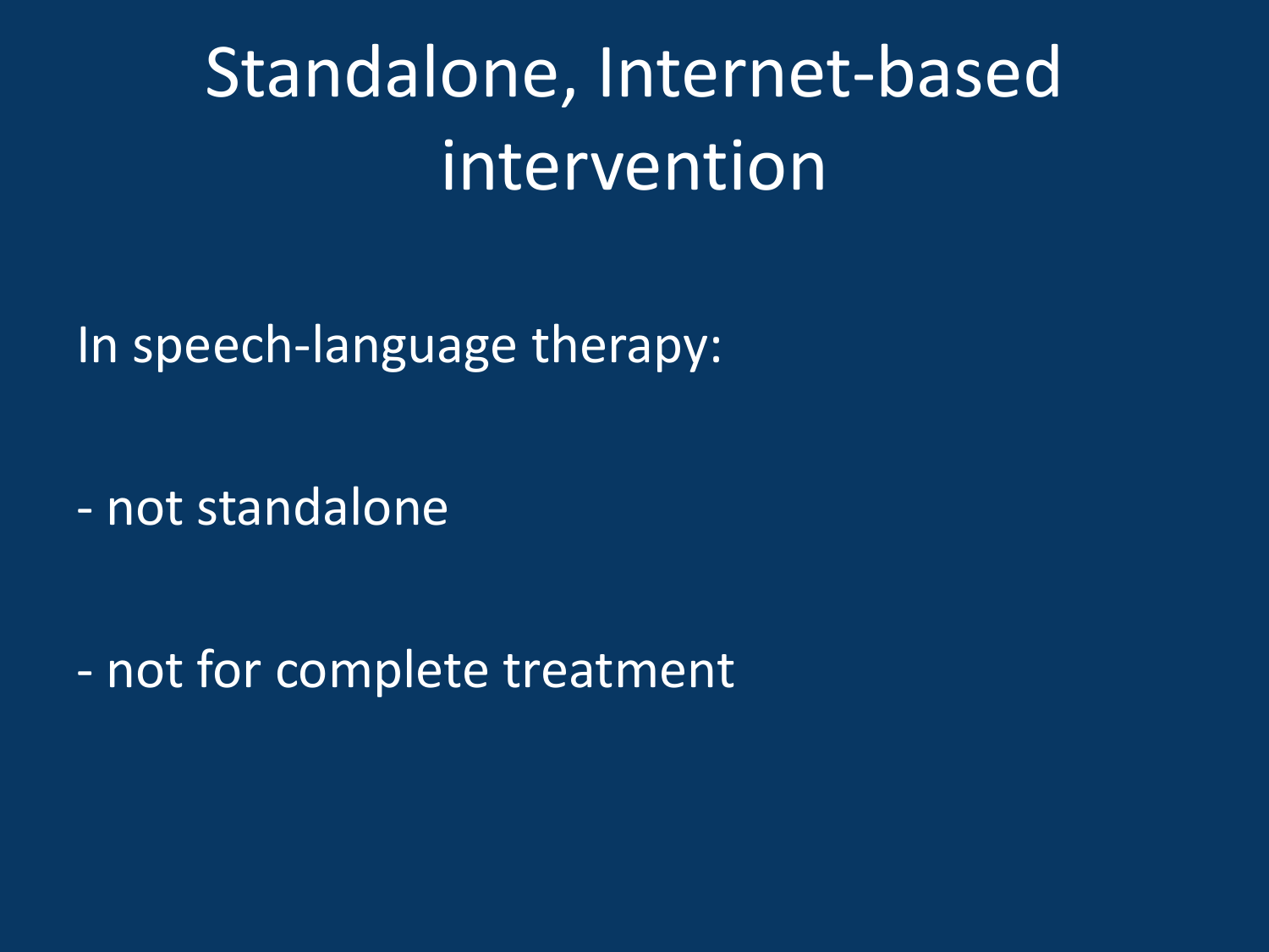# Standalone, Internet-based intervention

In speech-language therapy:

- not standalone

- not for complete treatment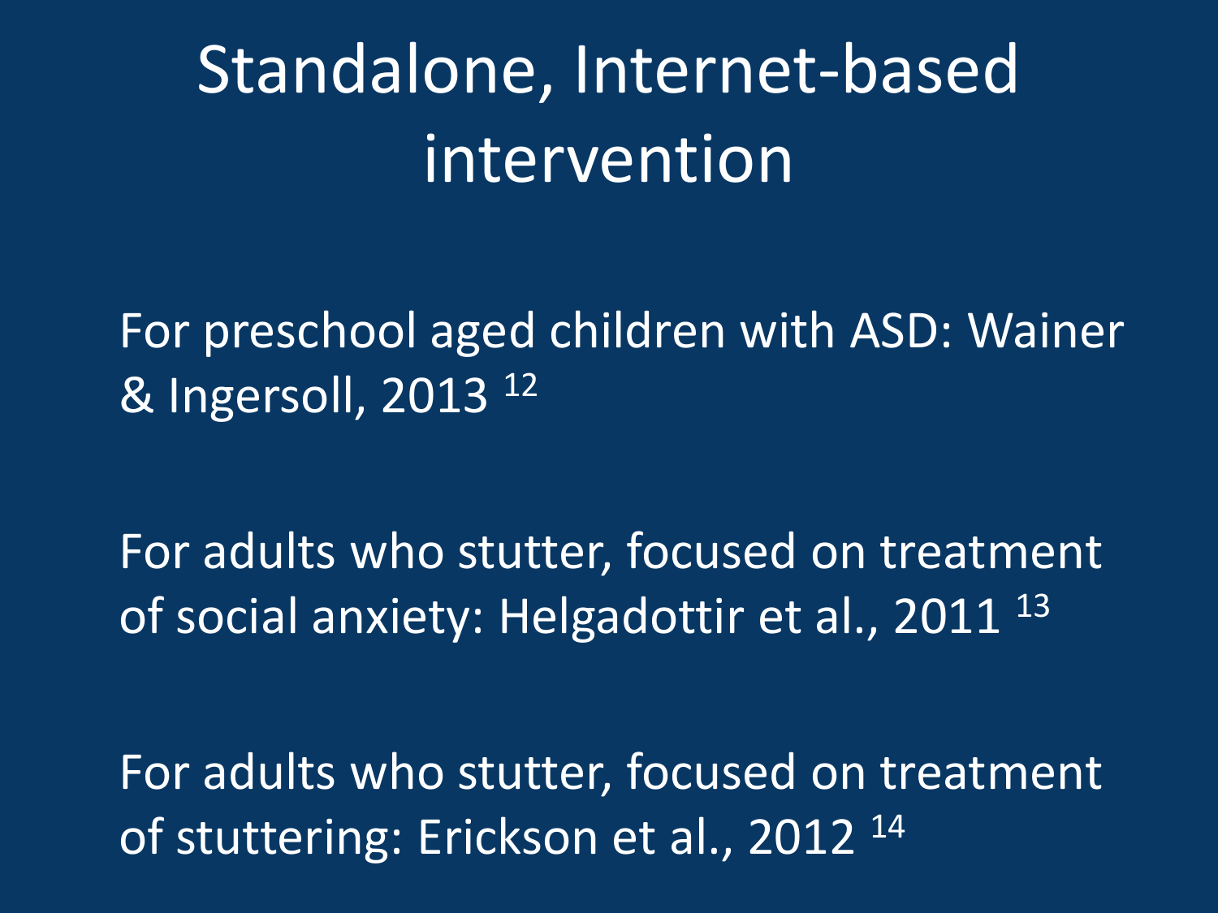# Standalone, Internet-based intervention

For preschool aged children with ASD: Wainer & Ingersoll, 2013 [12]

For adults who stutter, focused on treatment of social anxiety: Helgadottir et al., 2011 [13]

For adults who stutter, focused on treatment of stuttering: Erickson et al., 2012 [14]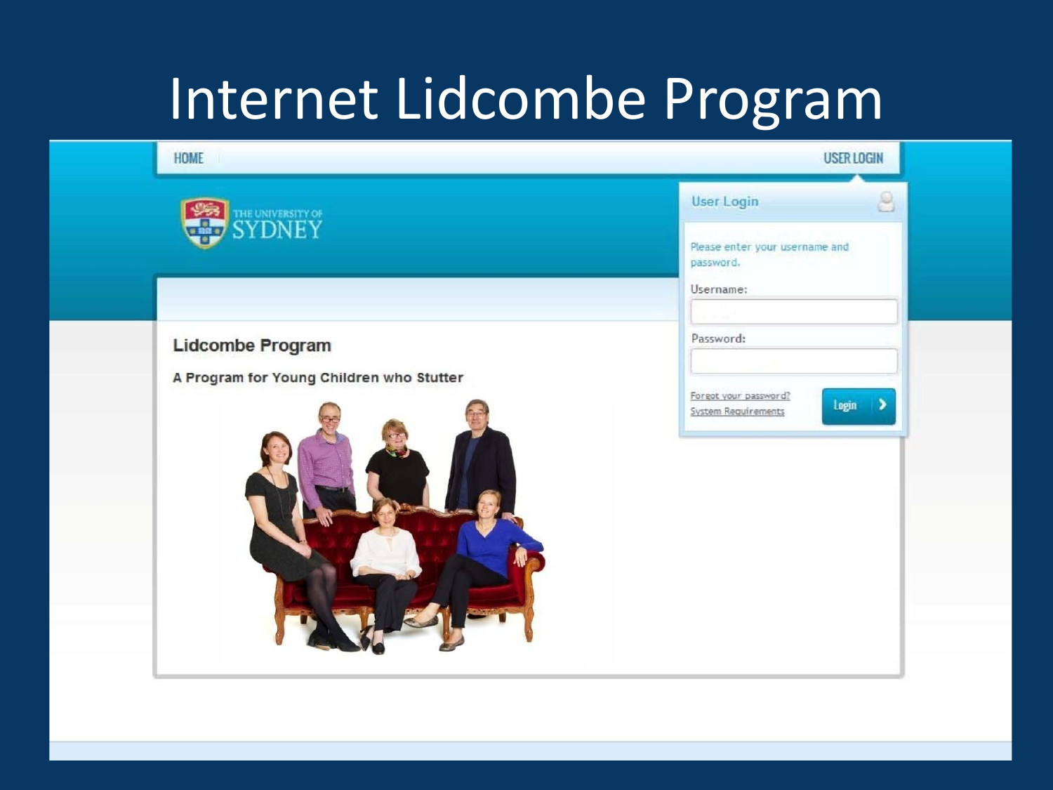# Internet Lidcombe Program

HOME

USER LOGIN

THE UNIVERSITY OF SYDNEY

User Login

Please enter your username and password.

Username:

Password:

Forgot your password?

System Requirements

Login

## Lidcombe Program

**A Program for Young Children who Stutter**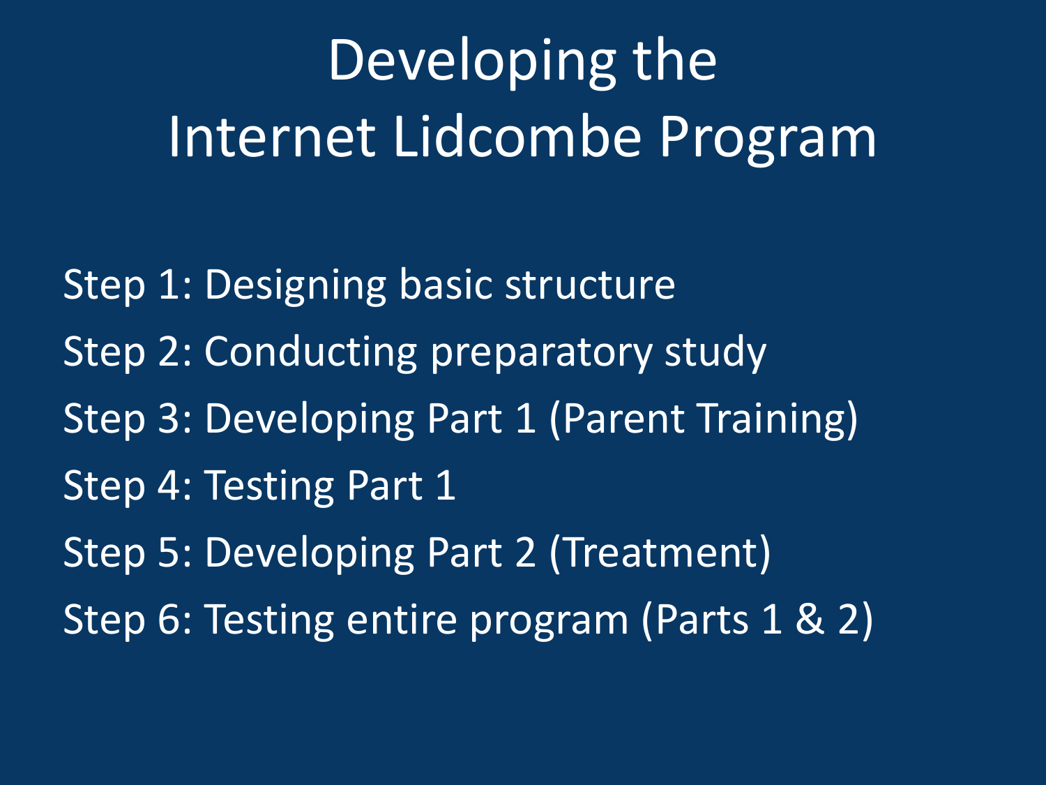# Developing the Internet Lidcombe Program

Step 1: Designing basic structure

Step 2: Conducting preparatory study

Step 3: Developing Part 1 (Parent Training)

Step 4: Testing Part 1

Step 5: Developing Part 2 (Treatment)

Step 6: Testing entire program (Parts 1 & 2)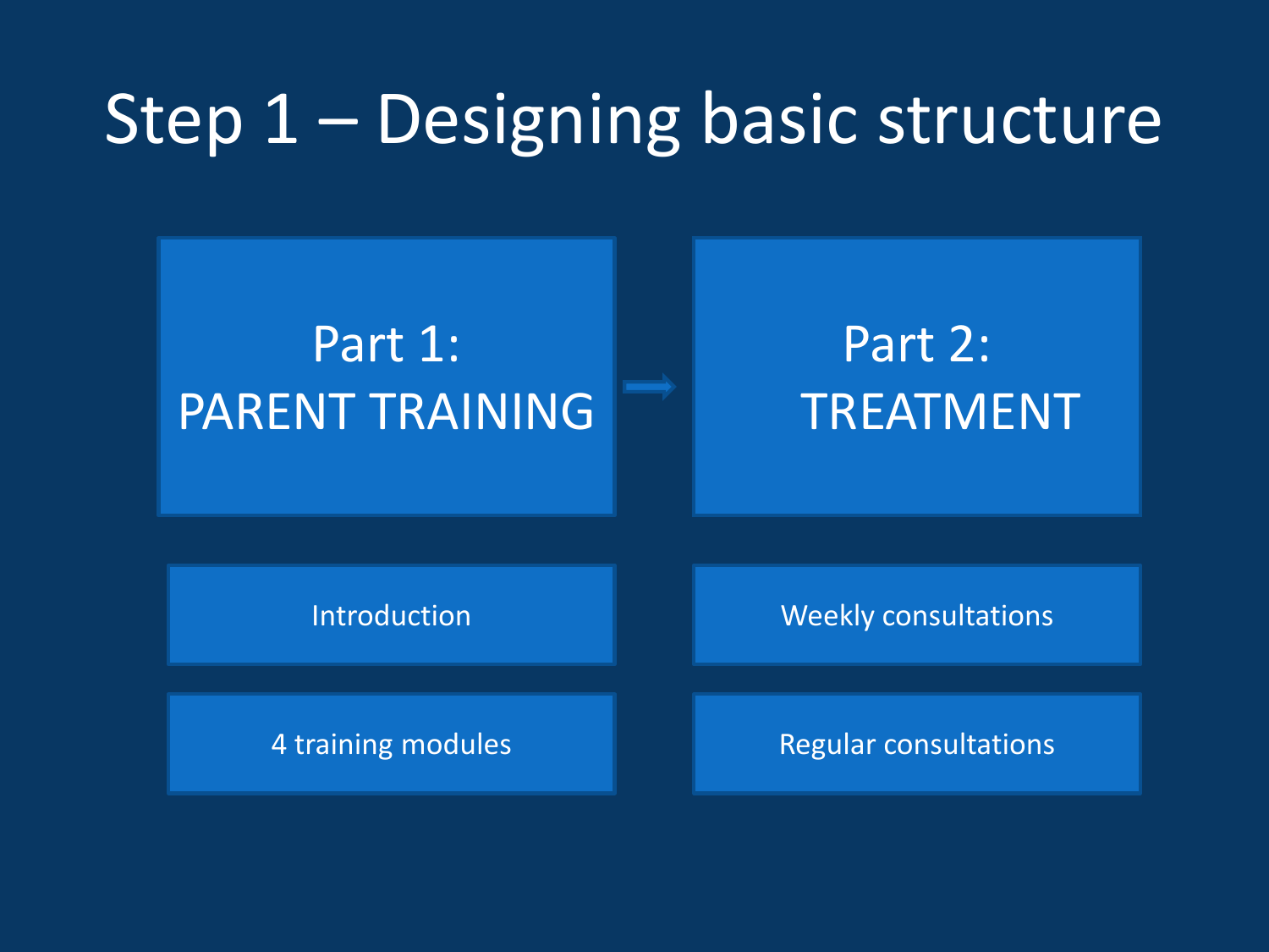# Step 1 – Designing basic structure

| Part 1: PARENT TRAINING | → | Part 2: TREATMENT |
| --- | --- | --- |
| Introduction | | Weekly consultations |
| 4 training modules | | Regular consultations |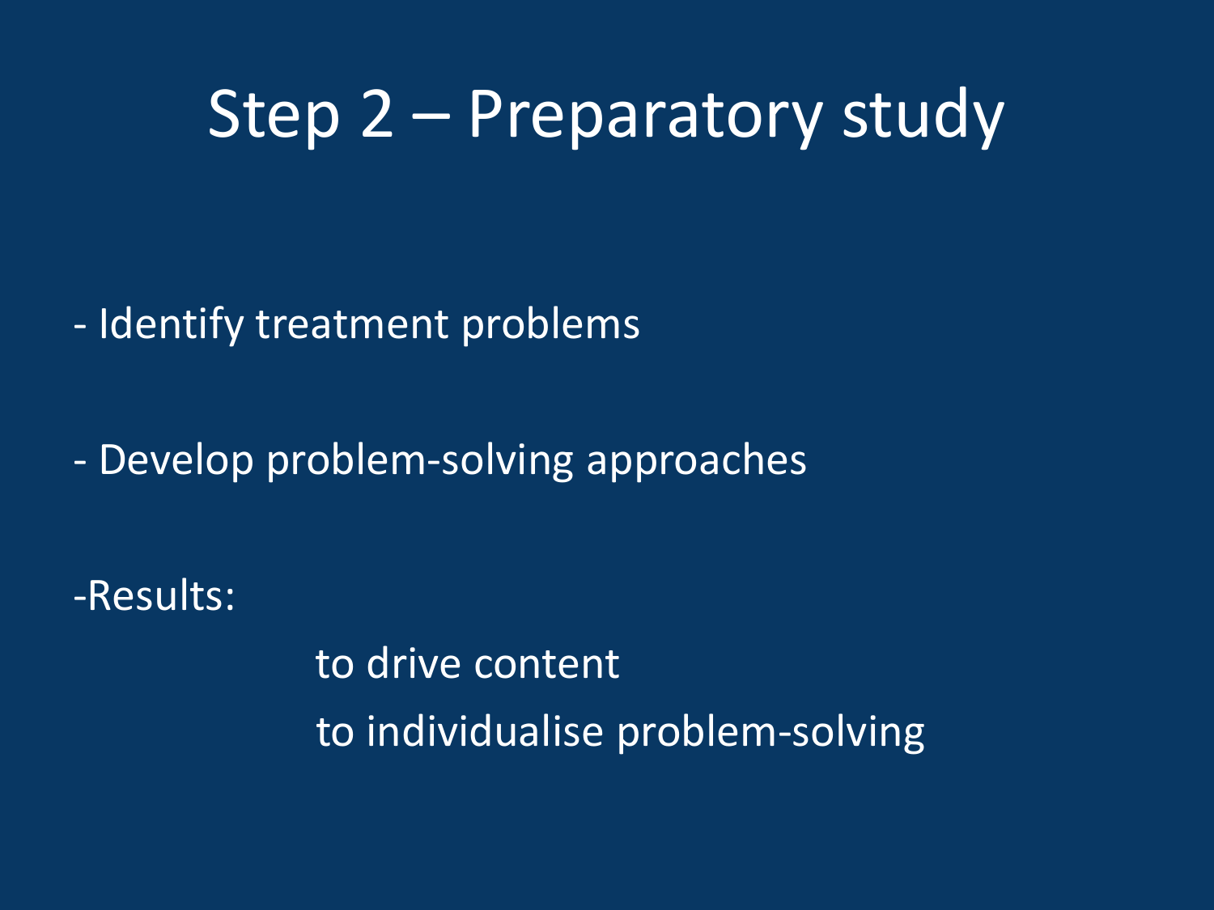# Step 2 – Preparatory study

- Identify treatment problems

- Develop problem-solving approaches

-Results:

to drive content

to individualise problem-solving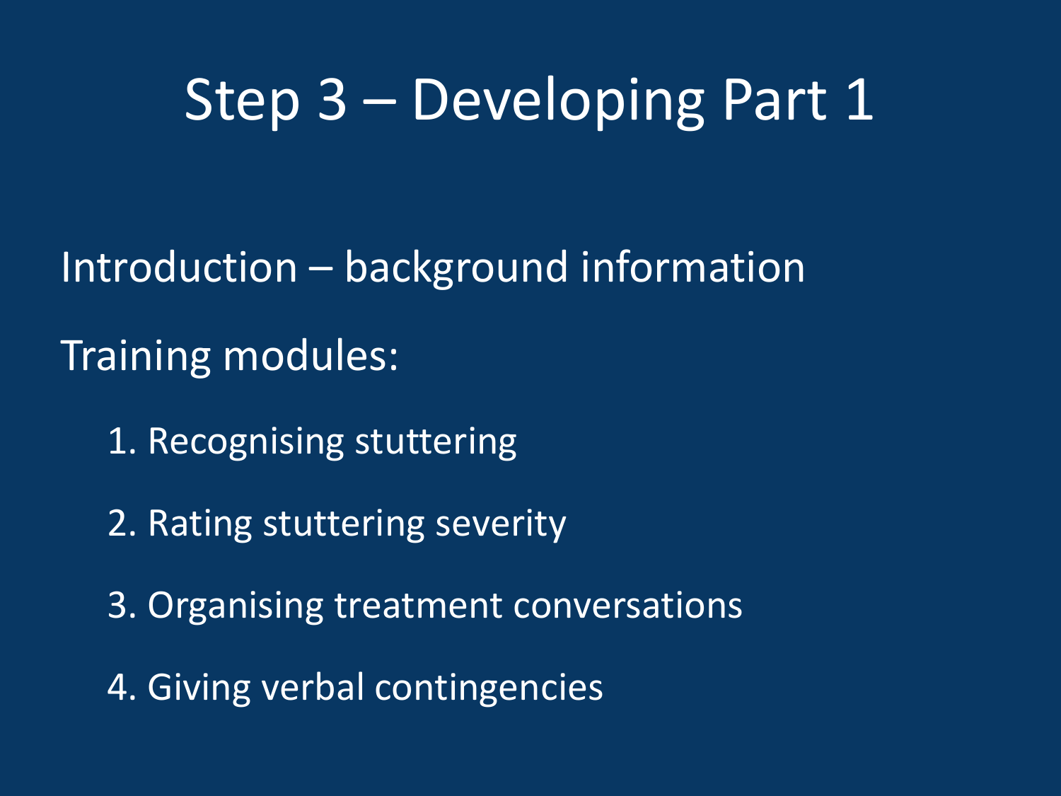# Step 3 – Developing Part 1

Introduction – background information

Training modules:

1. Recognising stuttering
2. Rating stuttering severity
3. Organising treatment conversations
4. Giving verbal contingencies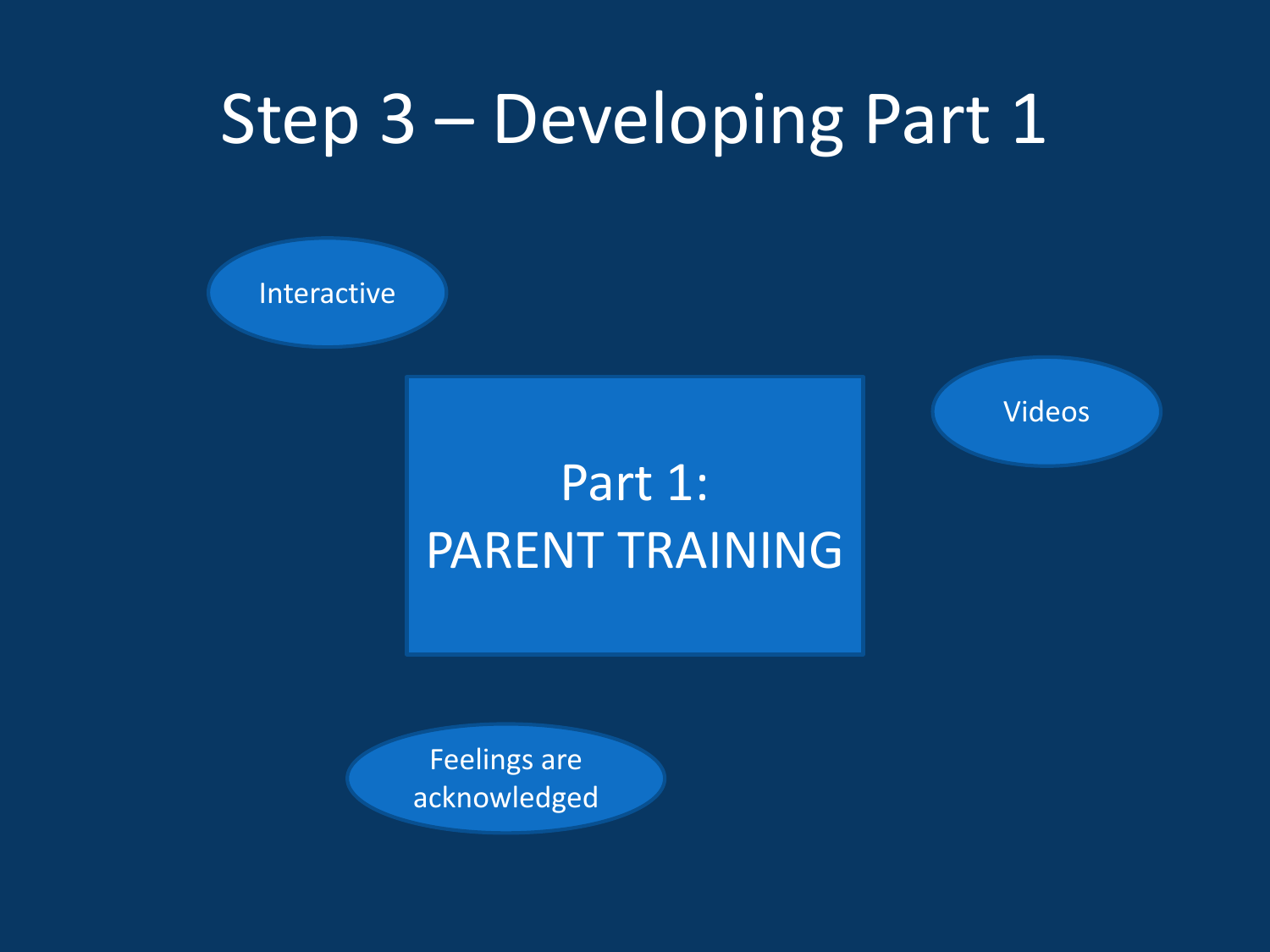# Step 3 – Developing Part 1

Interactive

Part 1:
PARENT TRAINING

Videos

Feelings are acknowledged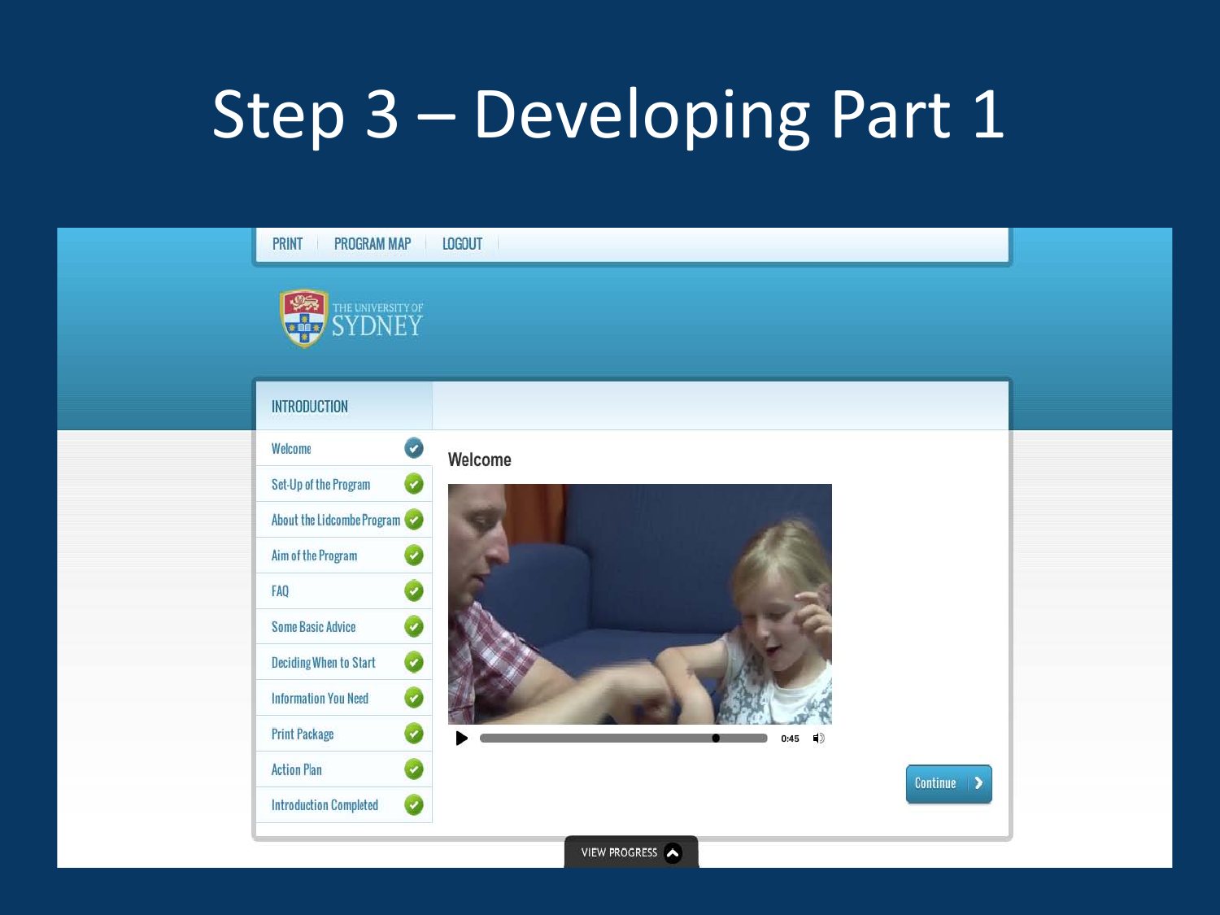# Step 3 – Developing Part 1

PRINT | PROGRAM MAP | LOGOUT

THE UNIVERSITY OF SYDNEY

INTRODUCTION

- Welcome
- Set-Up of the Program
- About the Lidcombe Program
- Aim of the Program
- FAQ
- Some Basic Advice
- Deciding When to Start
- Information You Need
- Print Package
- Action Plan
- Introduction Completed

## Welcome

0:45

Continue

VIEW PROGRESS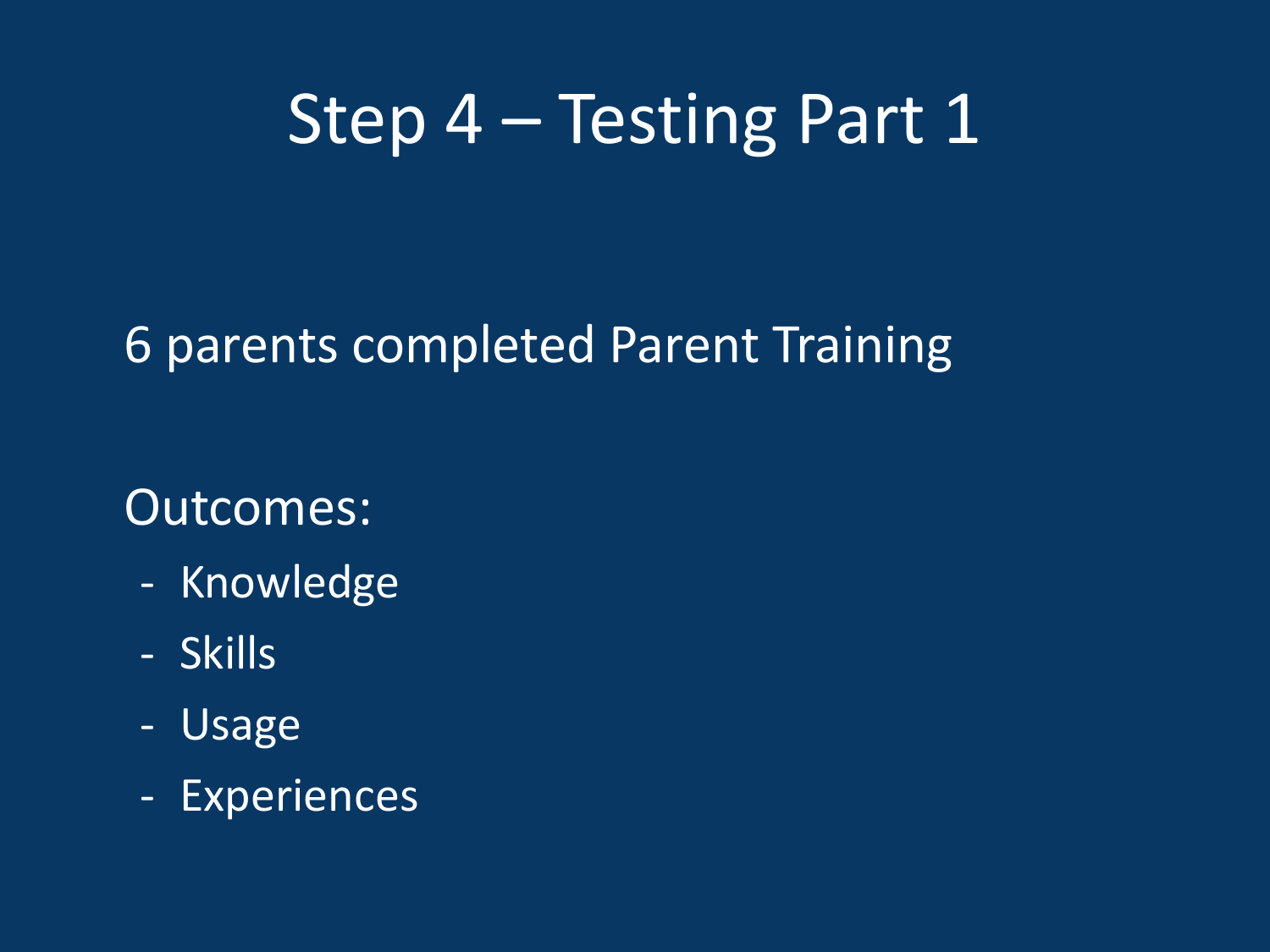# Step 4 – Testing Part 1

6 parents completed Parent Training

Outcomes:

- Knowledge
- Skills
- Usage
- Experiences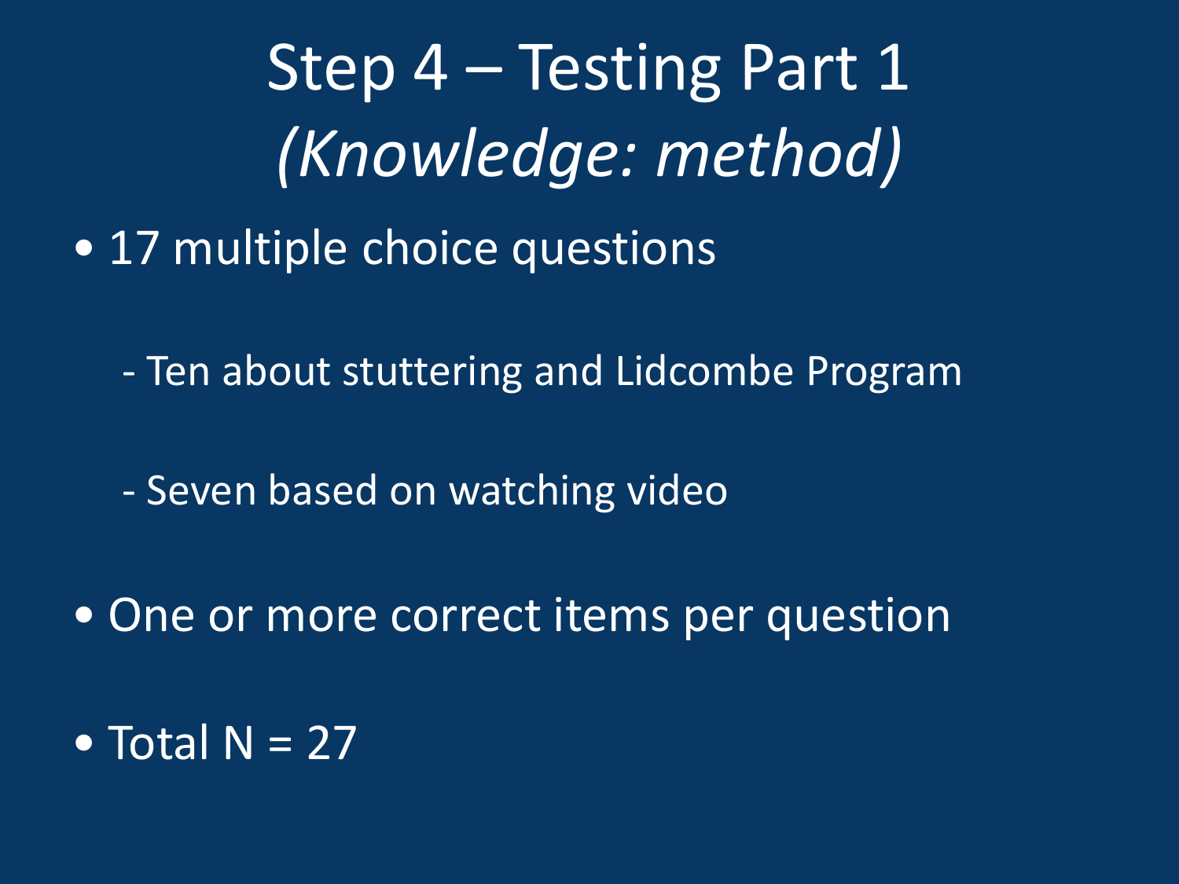# Step 4 – Testing Part 1 *(Knowledge: method)*

- 17 multiple choice questions

  - Ten about stuttering and Lidcombe Program

  - Seven based on watching video

- One or more correct items per question

- Total N = 27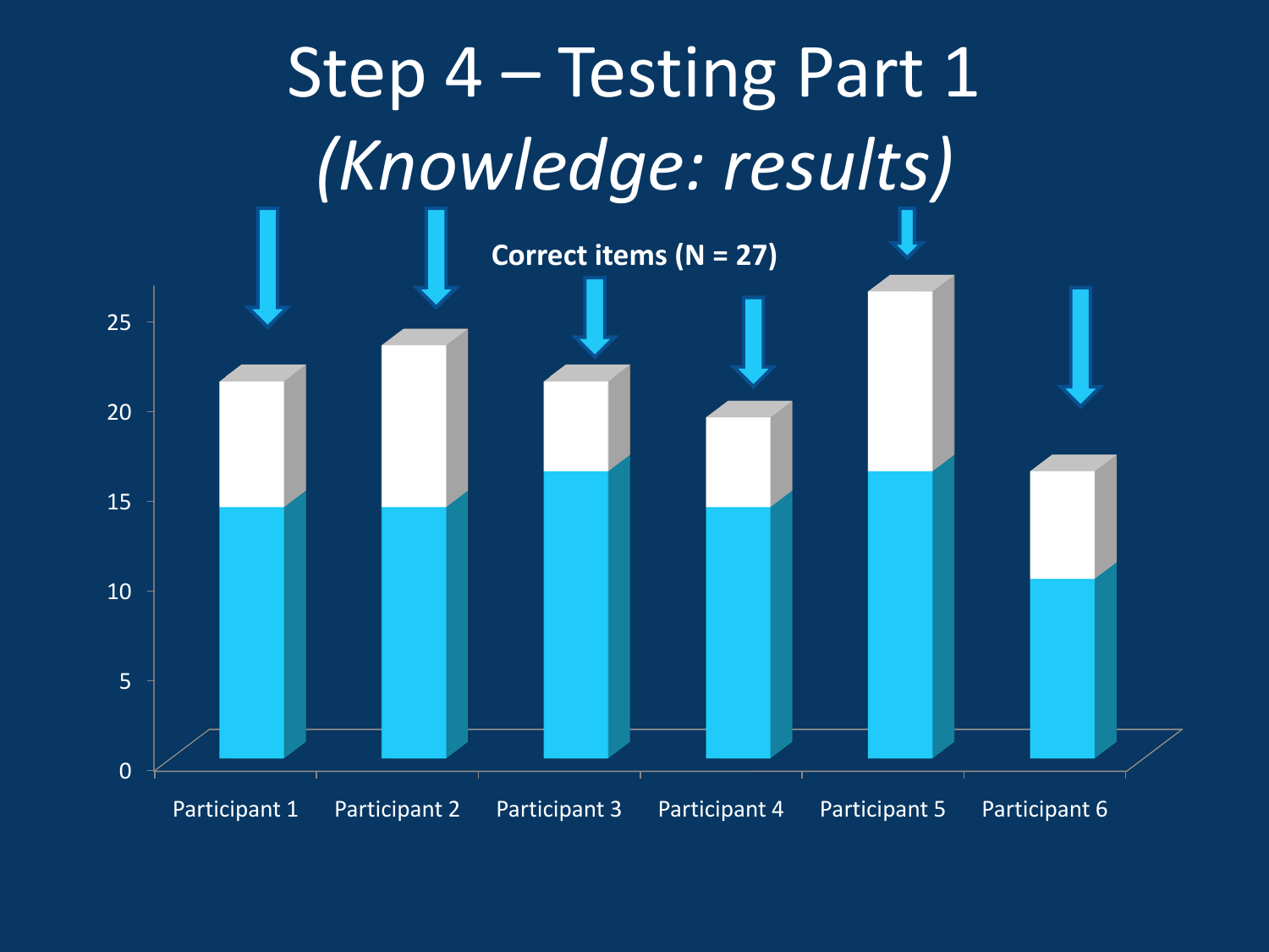# Step 4 – Testing Part 1
## *(Knowledge: results)*

**Correct items (N = 27)**

25
20
15
10
5
0

Participant 1 Participant 2 Participant 3 Participant 4 Participant 5 Participant 6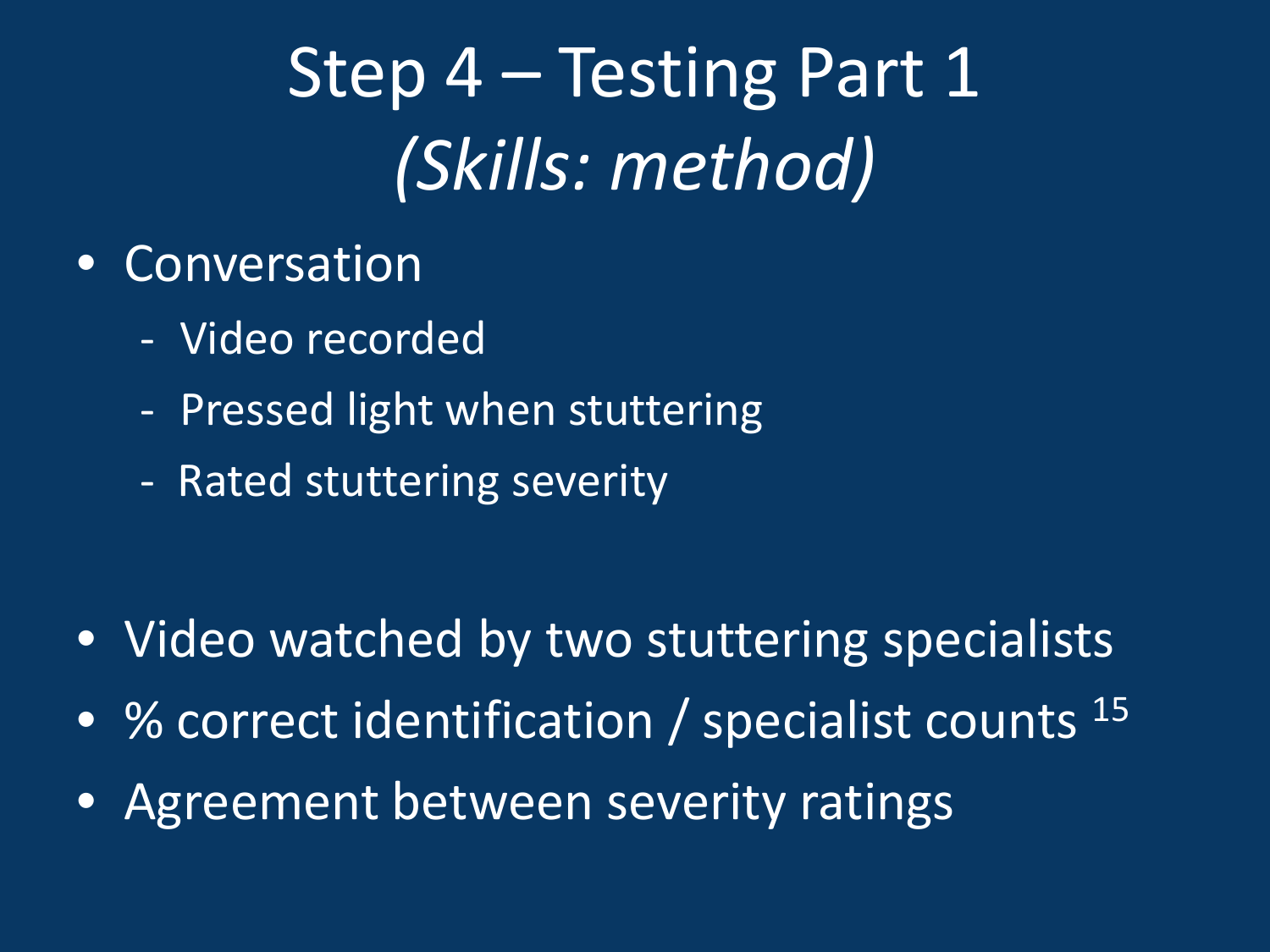# Step 4 – Testing Part 1 *(Skills: method)*

- Conversation
  - Video recorded
  - Pressed light when stuttering
  - Rated stuttering severity

- Video watched by two stuttering specialists
- % correct identification / specialist counts [15]
- Agreement between severity ratings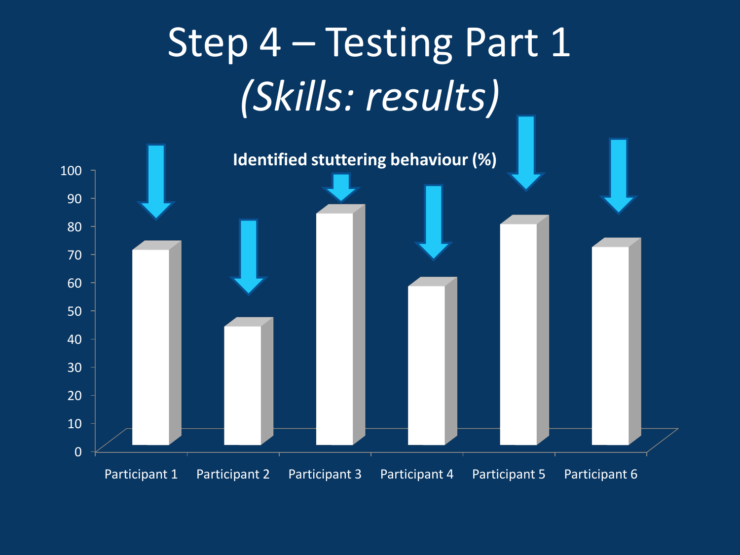# Step 4 – Testing Part 1
## *(Skills: results)*

**Identified stuttering behaviour (%)**

100
90
80
70
60
50
40
30
20
10
0

Participant 1 Participant 2 Participant 3 Participant 4 Participant 5 Participant 6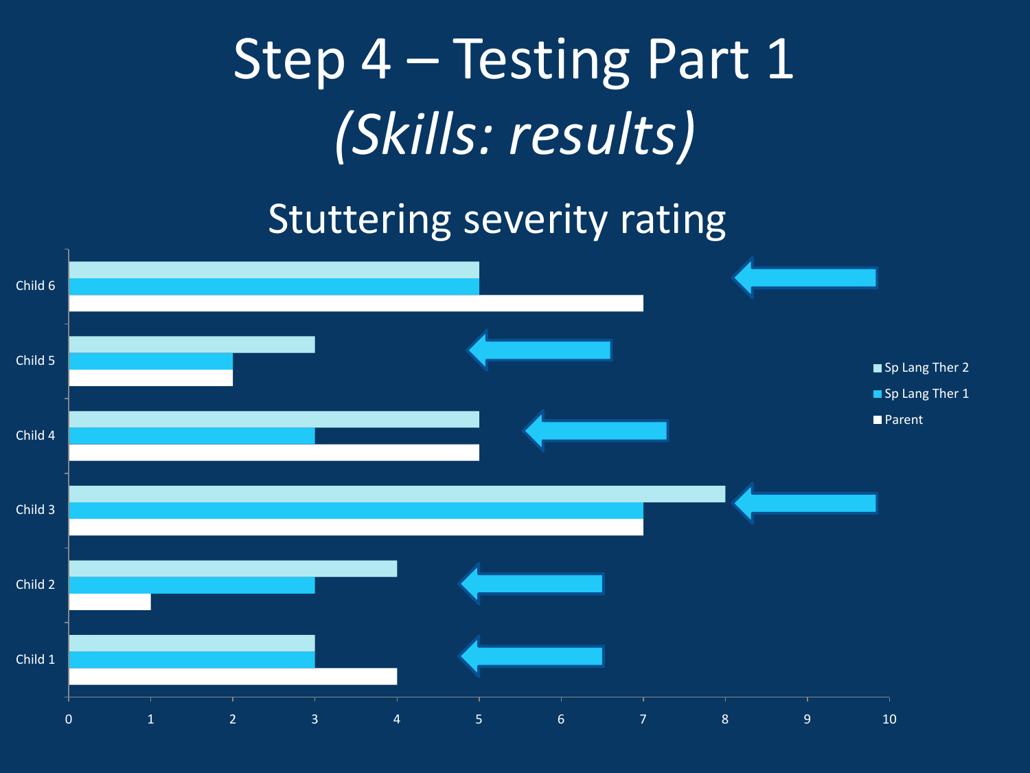# Step 4 – Testing Part 1

## *(Skills: results)*

### Stuttering severity rating

| | Sp Lang Ther 2 | Sp Lang Ther 1 | Parent |
|---|---|---|---|
| Child 6 | 5 | 5 | 7 |
| Child 5 | 3 | 2 | 2 |
| Child 4 | 5 | 3 | 5 |
| Child 3 | 8 | 7 | 7 |
| Child 2 | 4 | 3 | 1 |
| Child 1 | 3 | 3 | 4 |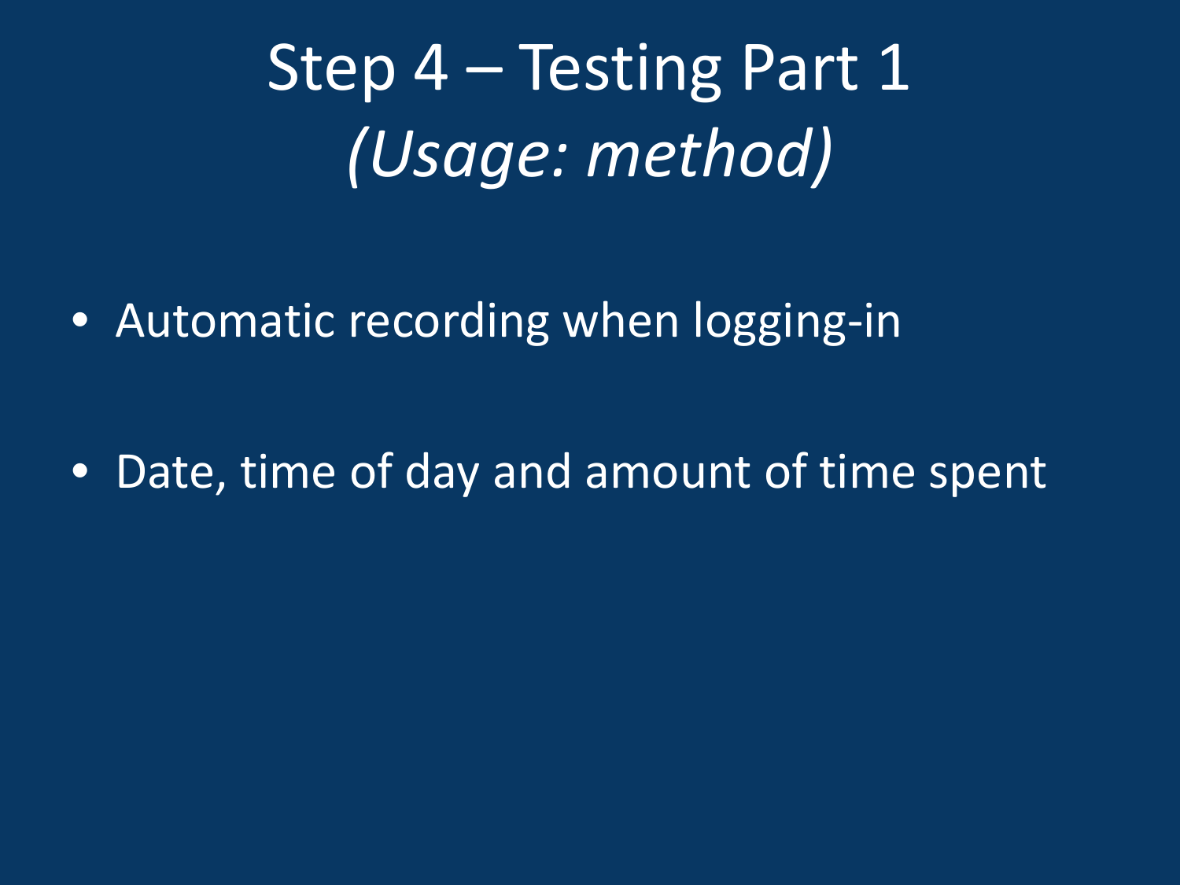# Step 4 – Testing Part 1 *(Usage: method)*

- Automatic recording when logging-in
- Date, time of day and amount of time spent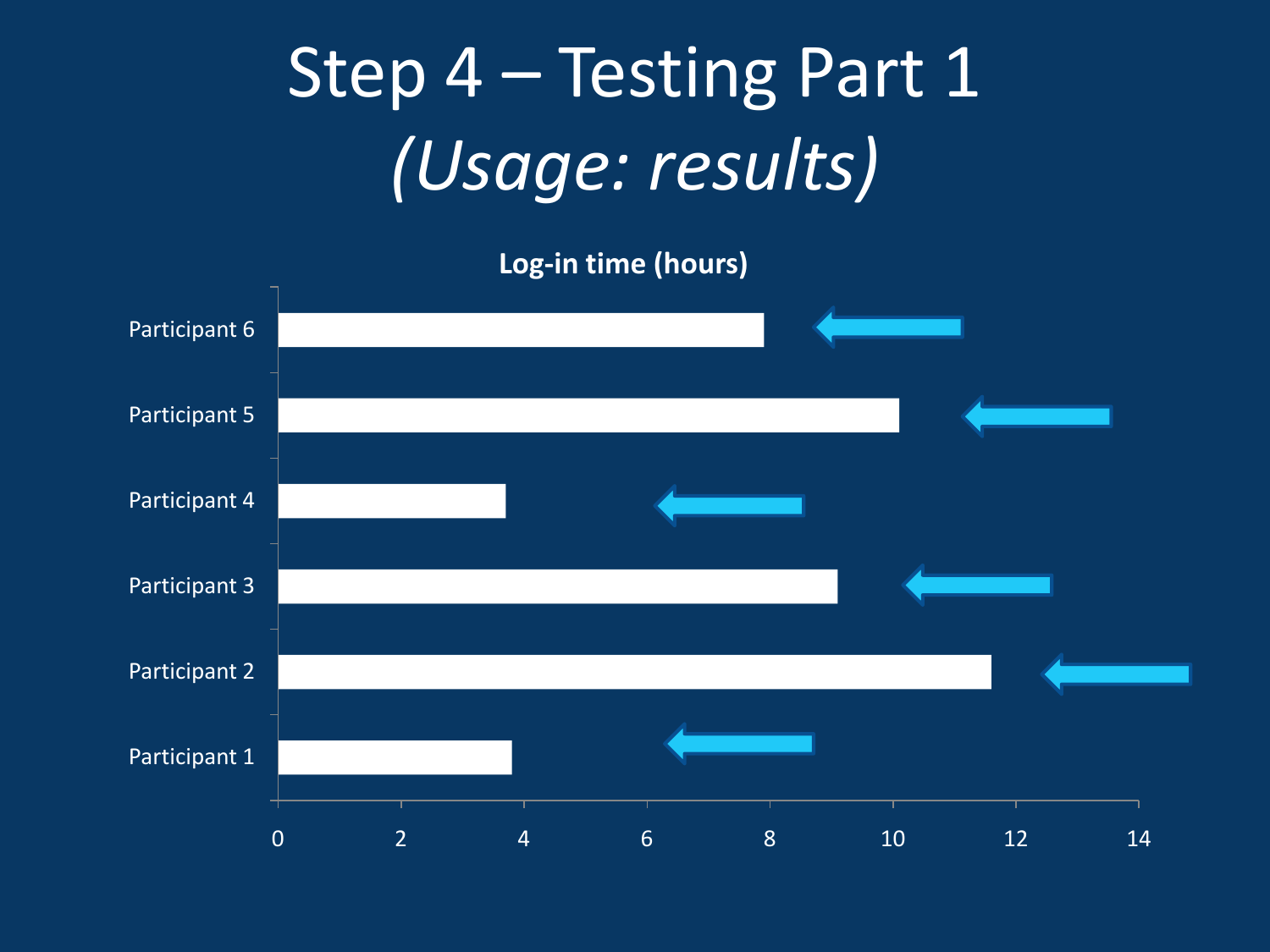# Step 4 – Testing Part 1 *(Usage: results)*

**Log-in time (hours)**

| Participant | Log-in time (hours) |
|---|---|
| Participant 6 | ~7.9 |
| Participant 5 | ~10.1 |
| Participant 4 | ~3.7 |
| Participant 3 | ~9.1 |
| Participant 2 | ~11.6 |
| Participant 1 | ~3.8 |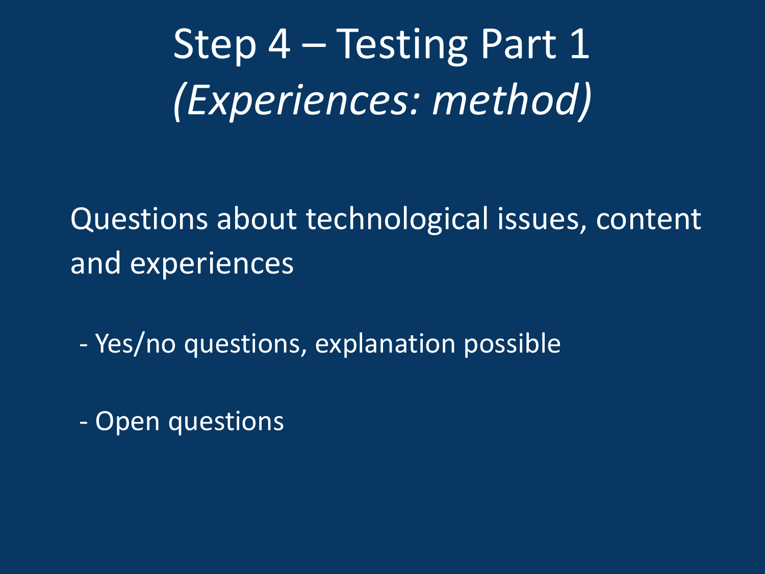# Step 4 – Testing Part 1 *(Experiences: method)*

Questions about technological issues, content and experiences

- Yes/no questions, explanation possible

- Open questions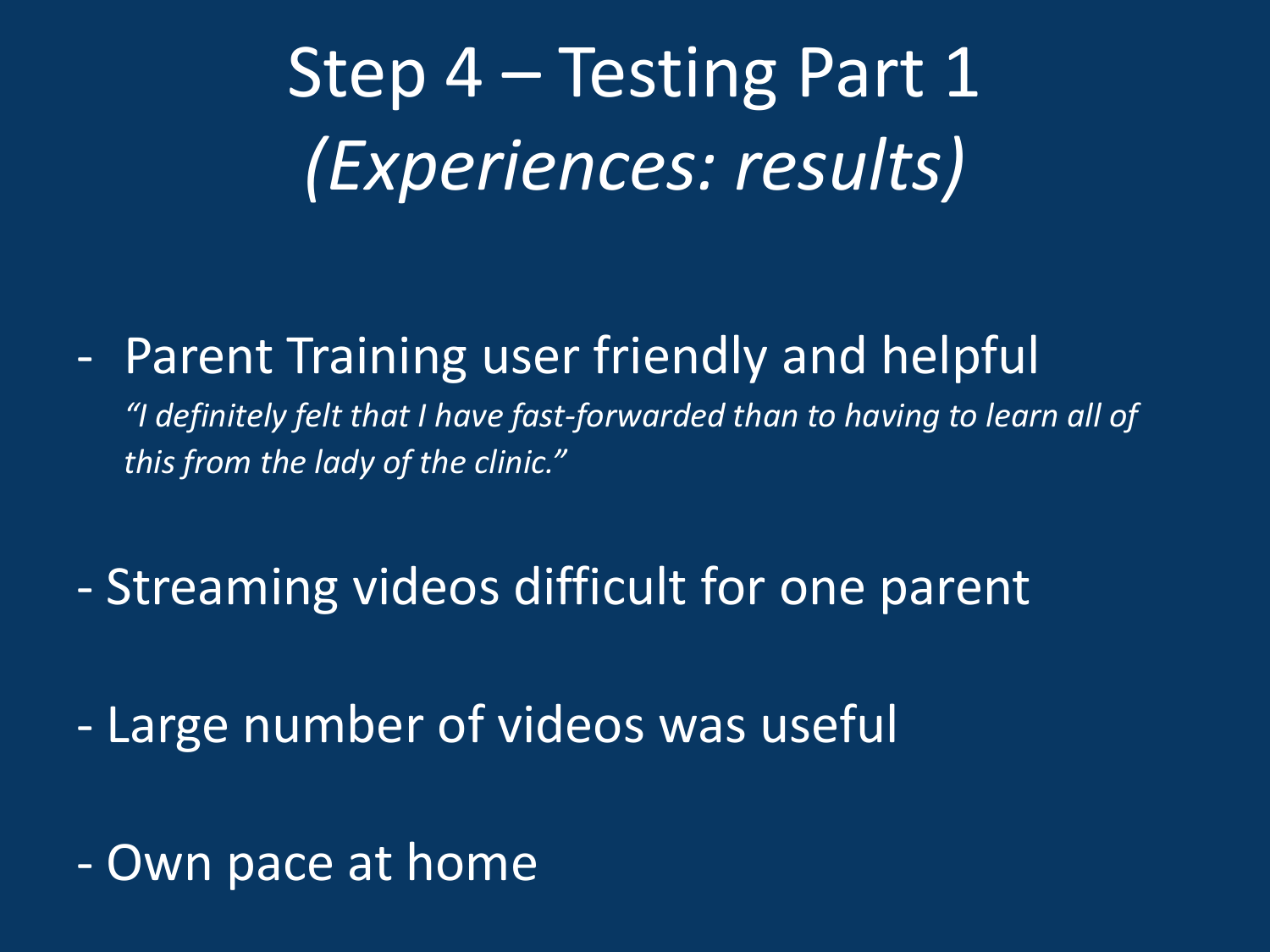# Step 4 – Testing Part 1
# *(Experiences: results)*

- Parent Training user friendly and helpful
  *"I definitely felt that I have fast-forwarded than to having to learn all of this from the lady of the clinic."*

- Streaming videos difficult for one parent

- Large number of videos was useful

- Own pace at home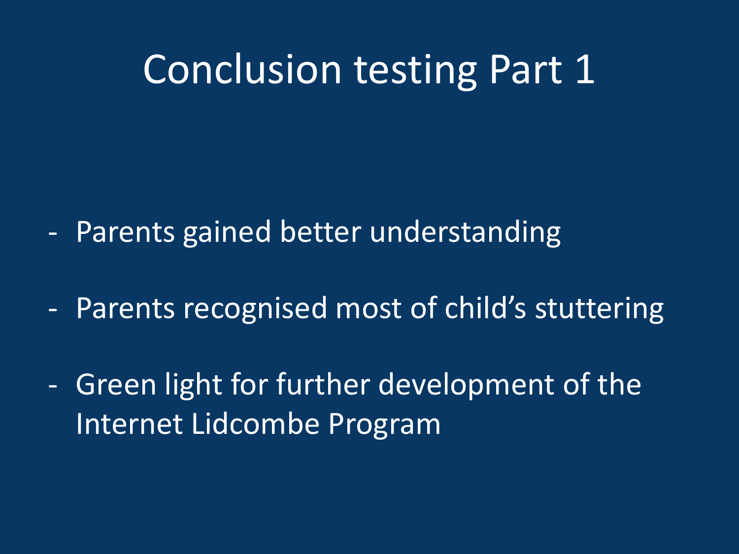# Conclusion testing Part 1

- Parents gained better understanding
- Parents recognised most of child's stuttering
- Green light for further development of the Internet Lidcombe Program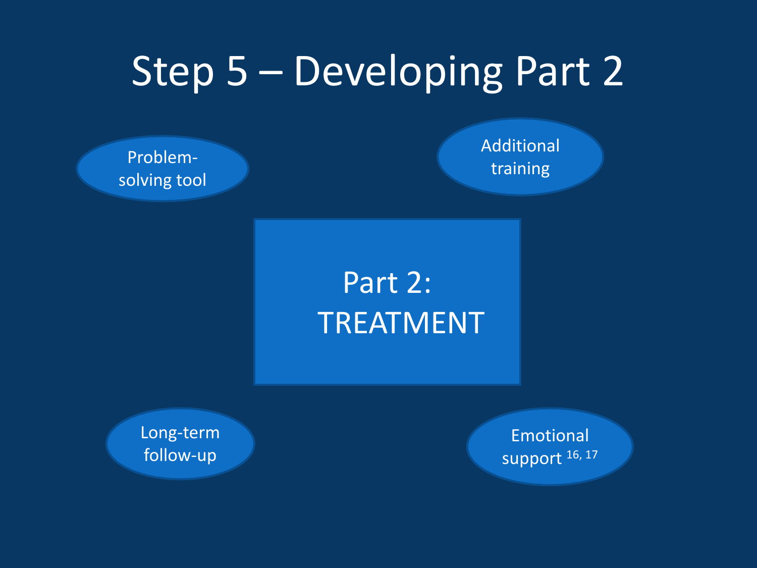# Step 5 – Developing Part 2

Problem-solving tool

Additional training

Part 2: TREATMENT

Long-term follow-up

Emotional support [16, 17]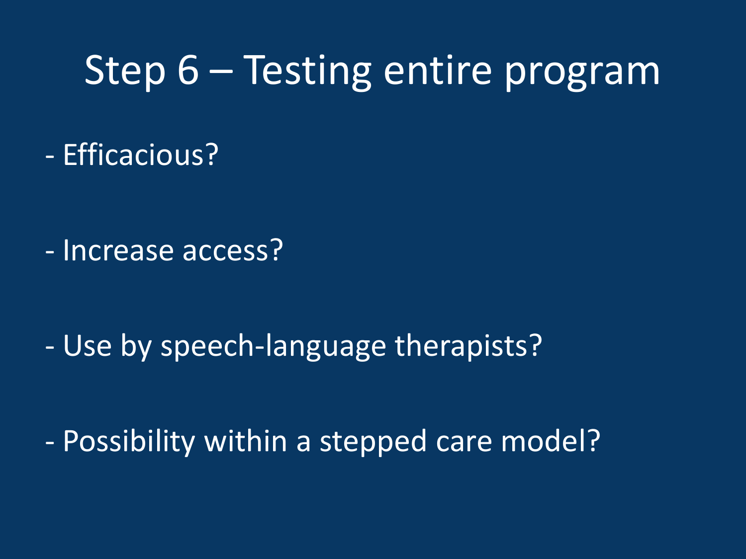# Step 6 – Testing entire program

- Efficacious?

- Increase access?

- Use by speech-language therapists?

- Possibility within a stepped care model?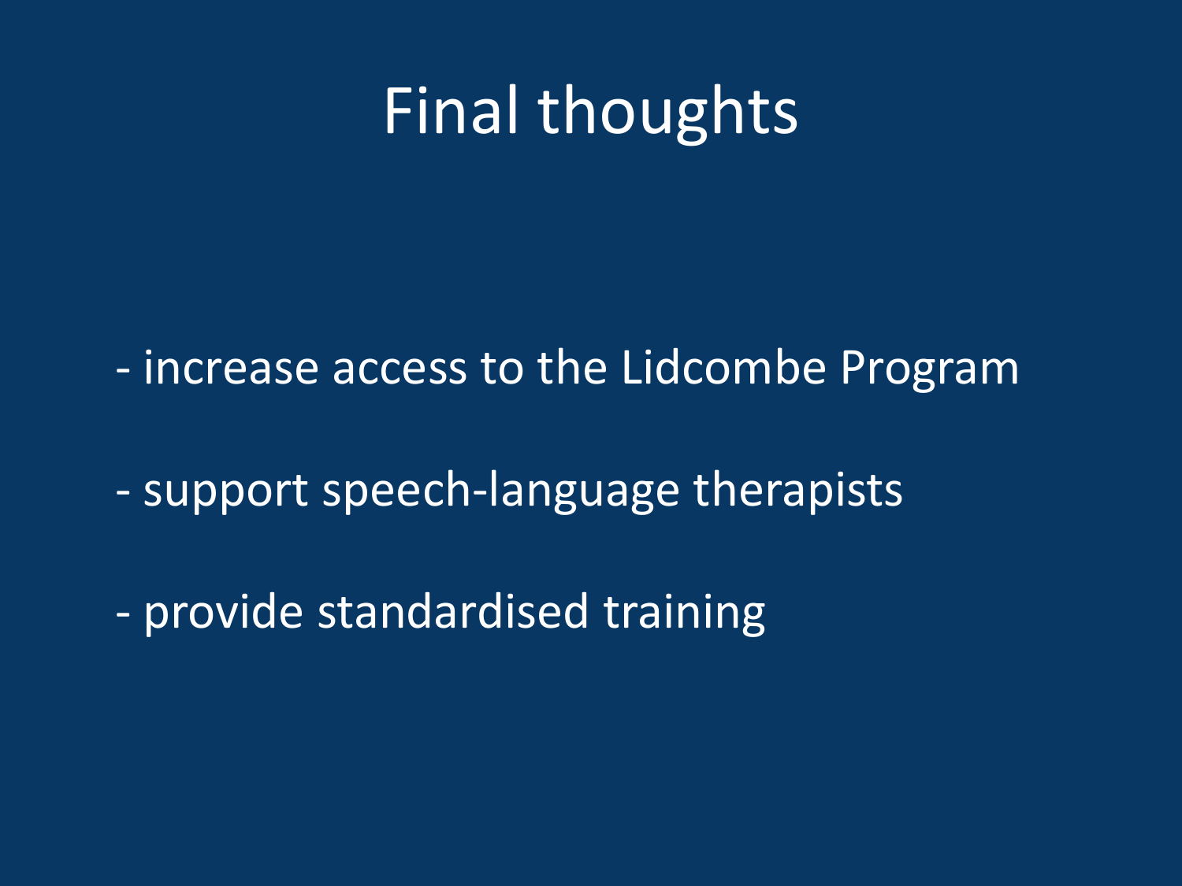# Final thoughts

- increase access to the Lidcombe Program
- support speech-language therapists
- provide standardised training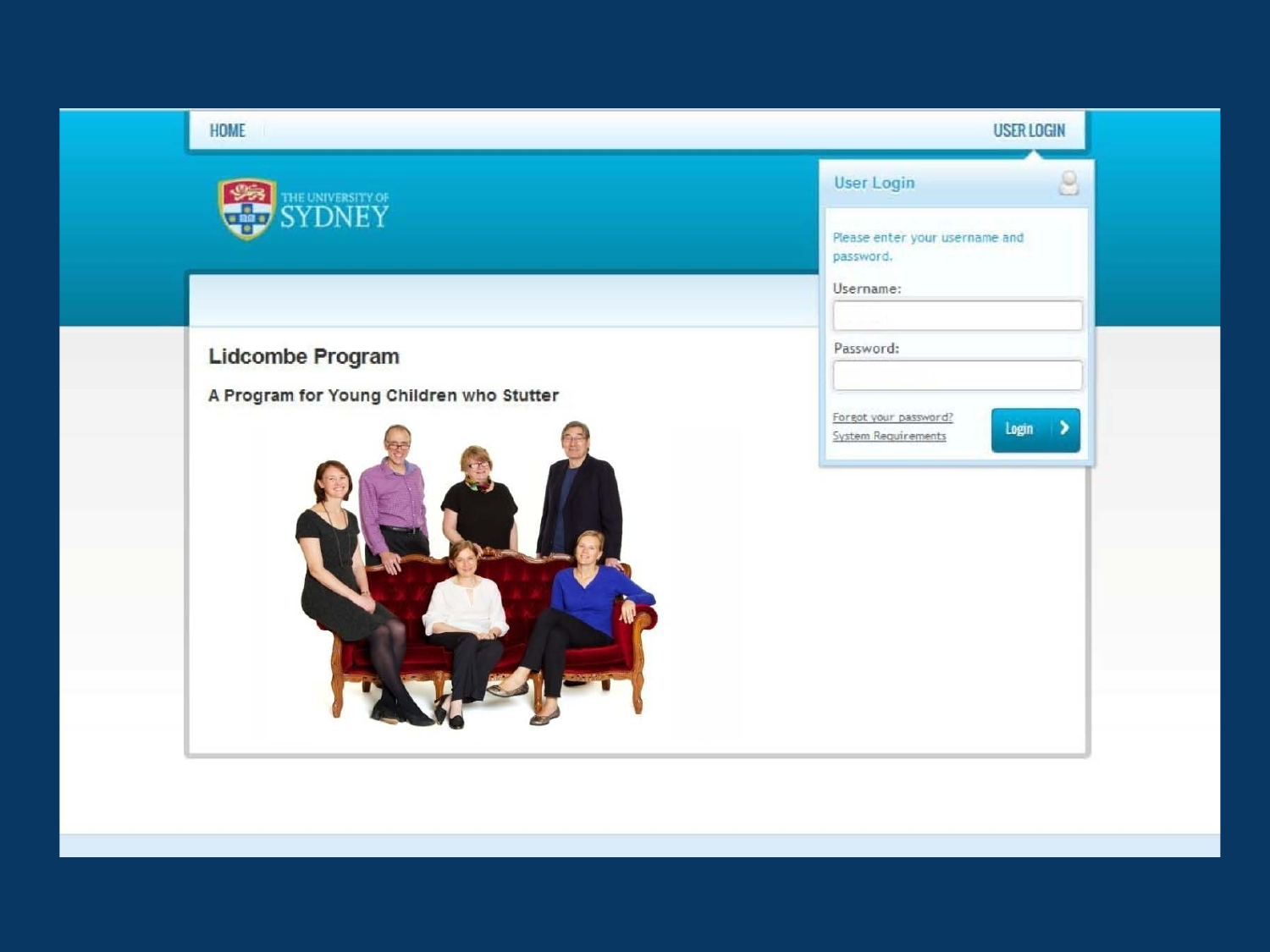HOME

USER LOGIN

THE UNIVERSITY OF SYDNEY

## Lidcombe Program

### A Program for Young Children who Stutter

**User Login**

Please enter your username and password.

Username:

Password:

Forgot your password?

System Requirements

Login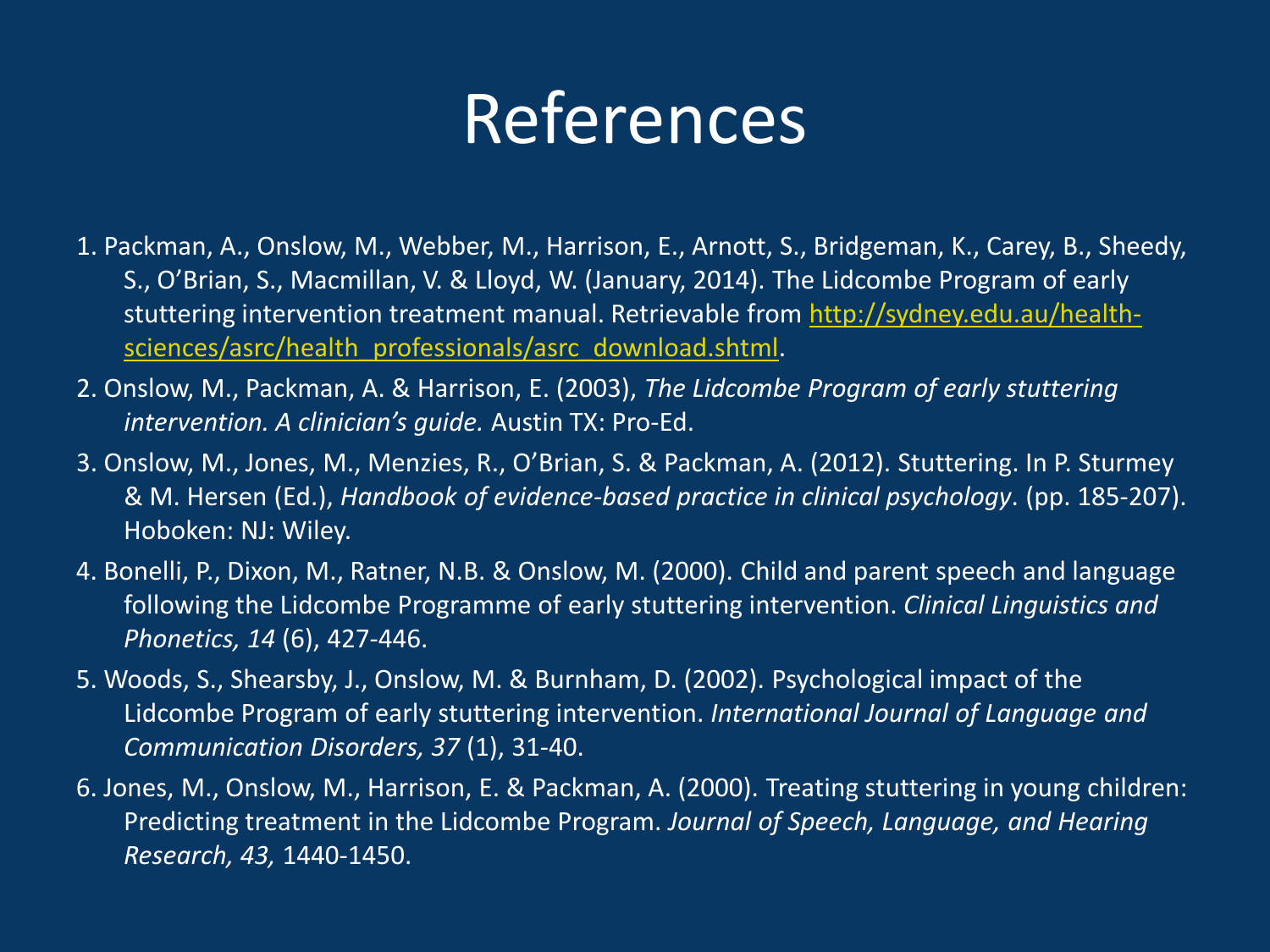# References

1. Packman, A., Onslow, M., Webber, M., Harrison, E., Arnott, S., Bridgeman, K., Carey, B., Sheedy, S., O'Brian, S., Macmillan, V. & Lloyd, W. (January, 2014). The Lidcombe Program of early stuttering intervention treatment manual. Retrievable from [http://sydney.edu.au/health-sciences/asrc/health_professionals/asrc_download.shtml](http://sydney.edu.au/health-sciences/asrc/health_professionals/asrc_download.shtml).
2. Onslow, M., Packman, A. & Harrison, E. (2003), *The Lidcombe Program of early stuttering intervention. A clinician's guide.* Austin TX: Pro-Ed.
3. Onslow, M., Jones, M., Menzies, R., O'Brian, S. & Packman, A. (2012). Stuttering. In P. Sturmey & M. Hersen (Ed.), *Handbook of evidence-based practice in clinical psychology*. (pp. 185-207). Hoboken: NJ: Wiley.
4. Bonelli, P., Dixon, M., Ratner, N.B. & Onslow, M. (2000). Child and parent speech and language following the Lidcombe Programme of early stuttering intervention. *Clinical Linguistics and Phonetics, 14* (6), 427-446.
5. Woods, S., Shearsby, J., Onslow, M. & Burnham, D. (2002). Psychological impact of the Lidcombe Program of early stuttering intervention. *International Journal of Language and Communication Disorders, 37* (1), 31-40.
6. Jones, M., Onslow, M., Harrison, E. & Packman, A. (2000). Treating stuttering in young children: Predicting treatment in the Lidcombe Program. *Journal of Speech, Language, and Hearing Research, 43,* 1440-1450.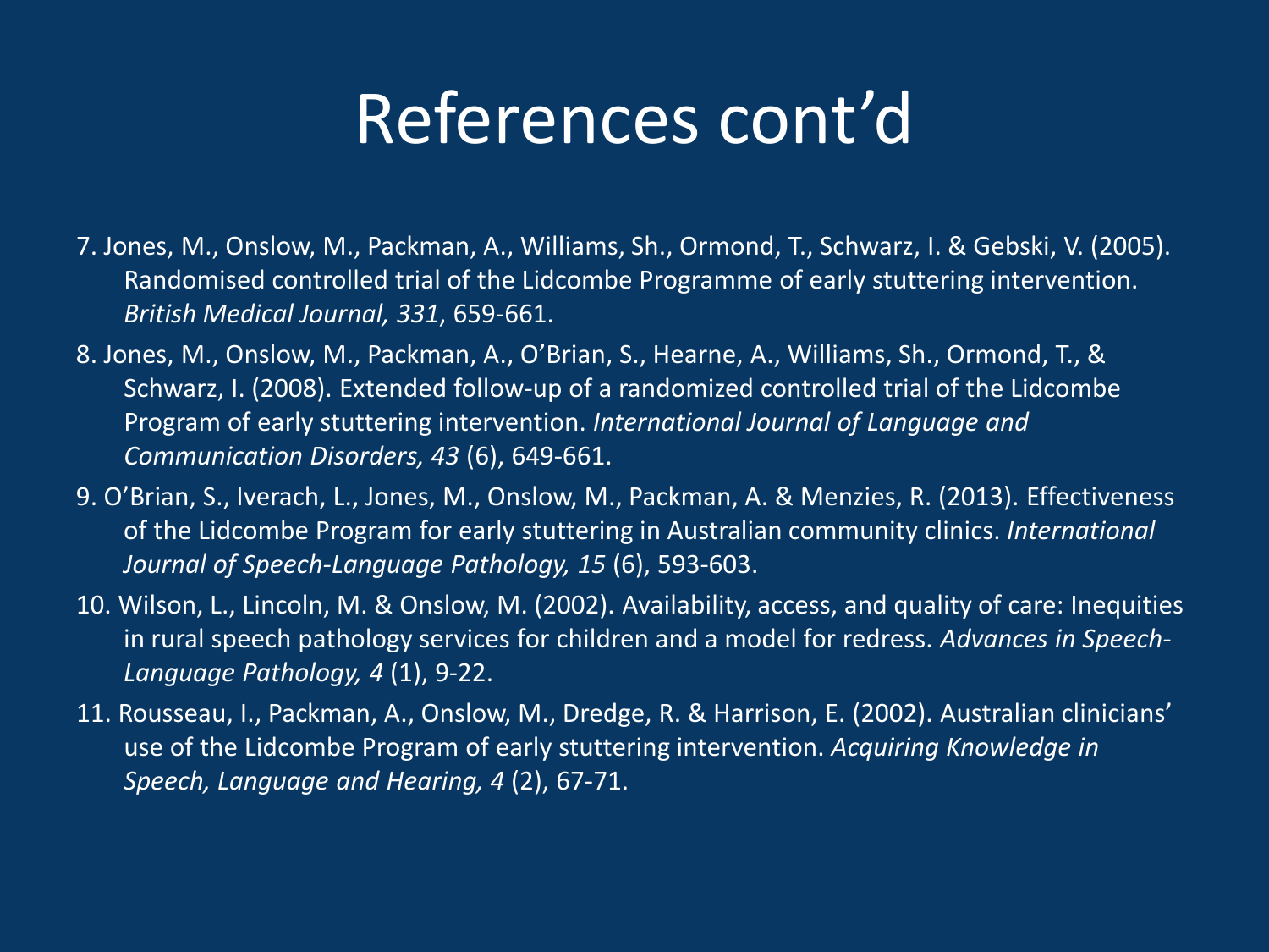# References cont'd

7. Jones, M., Onslow, M., Packman, A., Williams, Sh., Ormond, T., Schwarz, I. & Gebski, V. (2005). Randomised controlled trial of the Lidcombe Programme of early stuttering intervention. *British Medical Journal, 331*, 659-661.

8. Jones, M., Onslow, M., Packman, A., O'Brian, S., Hearne, A., Williams, Sh., Ormond, T., & Schwarz, I. (2008). Extended follow-up of a randomized controlled trial of the Lidcombe Program of early stuttering intervention. *International Journal of Language and Communication Disorders, 43* (6), 649-661.

9. O'Brian, S., Iverach, L., Jones, M., Onslow, M., Packman, A. & Menzies, R. (2013). Effectiveness of the Lidcombe Program for early stuttering in Australian community clinics. *International Journal of Speech-Language Pathology, 15* (6), 593-603.

10. Wilson, L., Lincoln, M. & Onslow, M. (2002). Availability, access, and quality of care: Inequities in rural speech pathology services for children and a model for redress. *Advances in Speech-Language Pathology, 4* (1), 9-22.

11. Rousseau, I., Packman, A., Onslow, M., Dredge, R. & Harrison, E. (2002). Australian clinicians' use of the Lidcombe Program of early stuttering intervention. *Acquiring Knowledge in Speech, Language and Hearing, 4* (2), 67-71.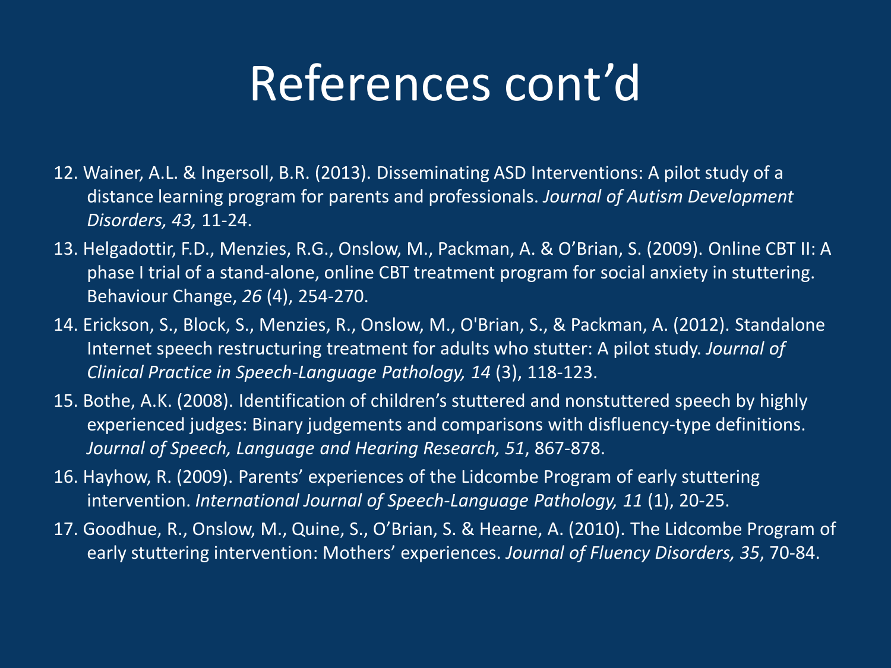# References cont'd

12. Wainer, A.L. & Ingersoll, B.R. (2013). Disseminating ASD Interventions: A pilot study of a distance learning program for parents and professionals. *Journal of Autism Development Disorders, 43,* 11-24.

13. Helgadottir, F.D., Menzies, R.G., Onslow, M., Packman, A. & O'Brian, S. (2009). Online CBT II: A phase I trial of a stand-alone, online CBT treatment program for social anxiety in stuttering. Behaviour Change, *26* (4), 254-270.

14. Erickson, S., Block, S., Menzies, R., Onslow, M., O'Brian, S., & Packman, A. (2012). Standalone Internet speech restructuring treatment for adults who stutter: A pilot study. *Journal of Clinical Practice in Speech-Language Pathology, 14* (3), 118-123.

15. Bothe, A.K. (2008). Identification of children's stuttered and nonstuttered speech by highly experienced judges: Binary judgements and comparisons with disfluency-type definitions. *Journal of Speech, Language and Hearing Research, 51*, 867-878.

16. Hayhow, R. (2009). Parents' experiences of the Lidcombe Program of early stuttering intervention. *International Journal of Speech-Language Pathology, 11* (1), 20-25.

17. Goodhue, R., Onslow, M., Quine, S., O'Brian, S. & Hearne, A. (2010). The Lidcombe Program of early stuttering intervention: Mothers' experiences. *Journal of Fluency Disorders, 35*, 70-84.